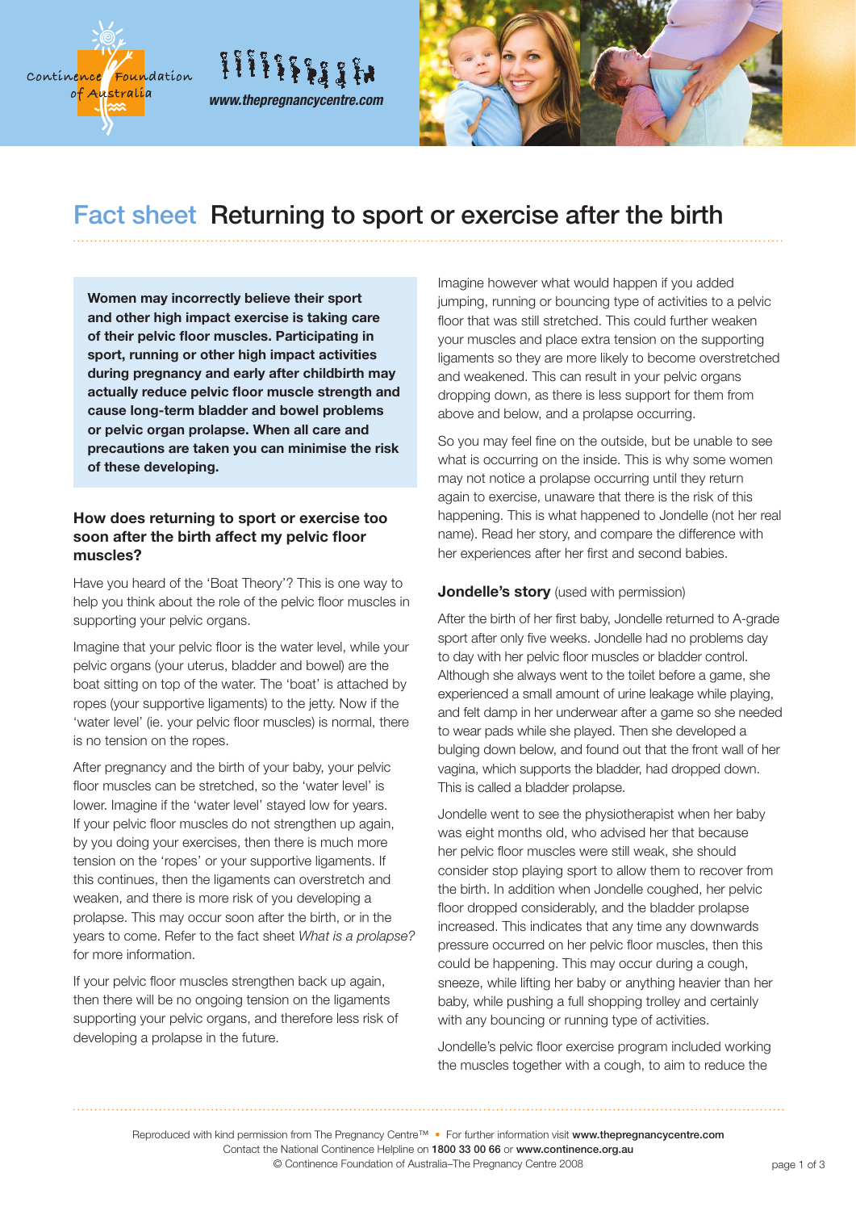# Fact sheet Returning to sport or exercise after the birth

**Women may incorrectly believe their sport and other high impact exercise is taking care of their pelvic floor muscles. Participating in sport, running or other high impact activities during pregnancy and early after childbirth may actually reduce pelvic floor muscle strength and cause long-term bladder and bowel problems or pelvic organ prolapse. When all care and precautions are taken you can minimise the risk of these developing.**

## How does returning to sport or exercise too soon after the birth affect my pelvic floor muscles?

Have you heard of the 'Boat Theory'? This is one way to help you think about the role of the pelvic floor muscles in supporting your pelvic organs.

Imagine that your pelvic floor is the water level, while your pelvic organs (your uterus, bladder and bowel) are the boat sitting on top of the water. The 'boat' is attached by ropes (your supportive ligaments) to the jetty. Now if the 'water level' (ie. your pelvic floor muscles) is normal, there is no tension on the ropes.

After pregnancy and the birth of your baby, your pelvic floor muscles can be stretched, so the 'water level' is lower. Imagine if the 'water level' stayed low for years. If your pelvic floor muscles do not strengthen up again, by you doing your exercises, then there is much more tension on the 'ropes' or your supportive ligaments. If this continues, then the ligaments can overstretch and weaken, and there is more risk of you developing a prolapse. This may occur soon after the birth, or in the years to come. Refer to the fact sheet *What is a prolapse?* for more information.

If your pelvic floor muscles strengthen back up again, then there will be no ongoing tension on the ligaments supporting your pelvic organs, and therefore less risk of developing a prolapse in the future.

Imagine however what would happen if you added jumping, running or bouncing type of activities to a pelvic floor that was still stretched. This could further weaken your muscles and place extra tension on the supporting ligaments so they are more likely to become overstretched and weakened. This can result in your pelvic organs dropping down, as there is less support for them from above and below, and a prolapse occurring.

So you may feel fine on the outside, but be unable to see what is occurring on the inside. This is why some women may not notice a prolapse occurring until they return again to exercise, unaware that there is the risk of this happening. This is what happened to Jondelle (not her real name). Read her story, and compare the difference with her experiences after her first and second babies.

### Jondelle's story (used with permission)

After the birth of her first baby, Jondelle returned to A-grade sport after only five weeks. Jondelle had no problems day to day with her pelvic floor muscles or bladder control. Although she always went to the toilet before a game, she experienced a small amount of urine leakage while playing, and felt damp in her underwear after a game so she needed to wear pads while she played. Then she developed a bulging down below, and found out that the front wall of her vagina, which supports the bladder, had dropped down. This is called a bladder prolapse.

Jondelle went to see the physiotherapist when her baby was eight months old, who advised her that because her pelvic floor muscles were still weak, she should consider stop playing sport to allow them to recover from the birth. In addition when Jondelle coughed, her pelvic floor dropped considerably, and the bladder prolapse increased. This indicates that any time any downwards pressure occurred on her pelvic floor muscles, then this could be happening. This may occur during a cough, sneeze, while lifting her baby or anything heavier than her baby, while pushing a full shopping trolley and certainly with any bouncing or running type of activities.

Jondelle's pelvic floor exercise program included working the muscles together with a cough, to aim to reduce the

Reproduced with kind permission from The Pregnancy Centre™ • For further information visit **www.thepregnancycentre.com**
Contact the National Continence Helpline on **1800 33 00 66** or **www.continence.org.au**
© Continence Foundation of Australia–The Pregnancy Centre 2008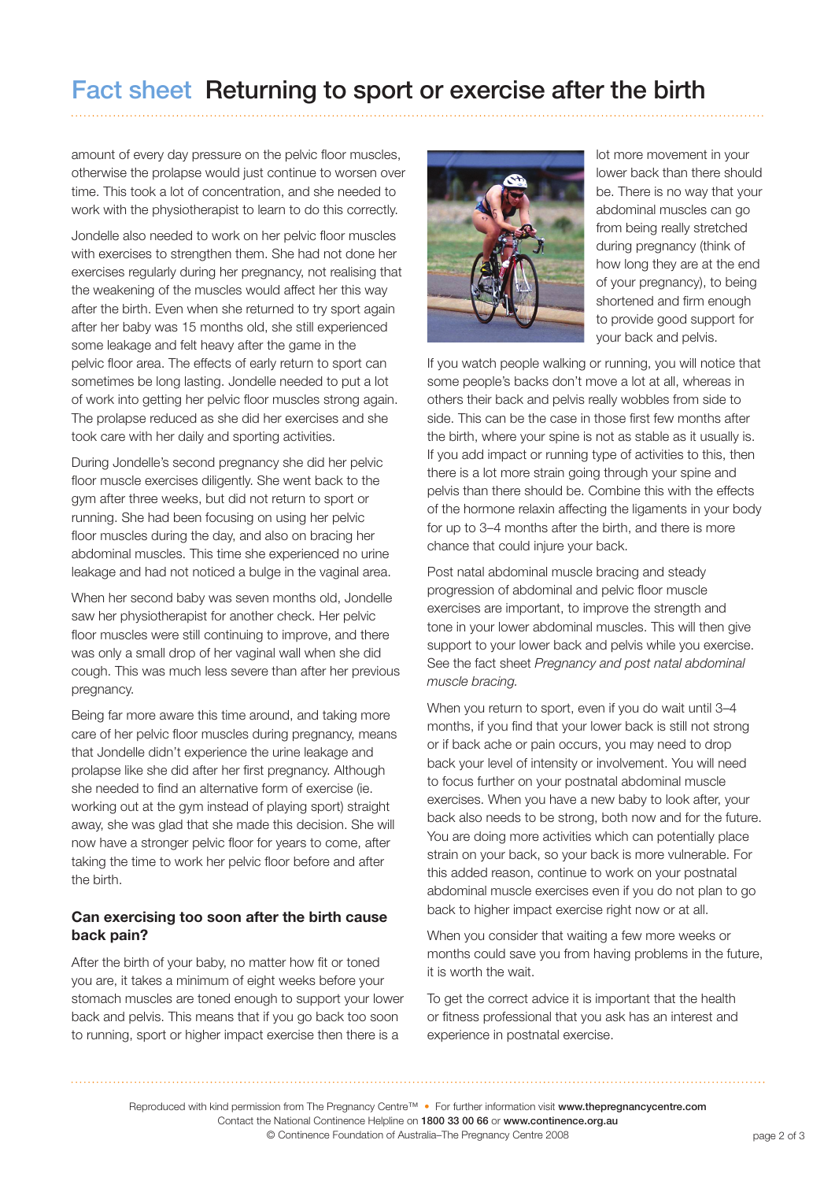amount of every day pressure on the pelvic floor muscles, otherwise the prolapse would just continue to worsen over time. This took a lot of concentration, and she needed to work with the physiotherapist to learn to do this correctly.

Jondelle also needed to work on her pelvic floor muscles with exercises to strengthen them. She had not done her exercises regularly during her pregnancy, not realising that the weakening of the muscles would affect her this way after the birth. Even when she returned to try sport again after her baby was 15 months old, she still experienced some leakage and felt heavy after the game in the pelvic floor area. The effects of early return to sport can sometimes be long lasting. Jondelle needed to put a lot of work into getting her pelvic floor muscles strong again. The prolapse reduced as she did her exercises and she took care with her daily and sporting activities.

During Jondelle's second pregnancy she did her pelvic floor muscle exercises diligently. She went back to the gym after three weeks, but did not return to sport or running. She had been focusing on using her pelvic floor muscles during the day, and also on bracing her abdominal muscles. This time she experienced no urine leakage and had not noticed a bulge in the vaginal area.

When her second baby was seven months old, Jondelle saw her physiotherapist for another check. Her pelvic floor muscles were still continuing to improve, and there was only a small drop of her vaginal wall when she did cough. This was much less severe than after her previous pregnancy.

Being far more aware this time around, and taking more care of her pelvic floor muscles during pregnancy, means that Jondelle didn't experience the urine leakage and prolapse like she did after her first pregnancy. Although she needed to find an alternative form of exercise (ie. working out at the gym instead of playing sport) straight away, she was glad that she made this decision. She will now have a stronger pelvic floor for years to come, after taking the time to work her pelvic floor before and after the birth.

## Can exercising too soon after the birth cause back pain?

After the birth of your baby, no matter how fit or toned you are, it takes a minimum of eight weeks before your stomach muscles are toned enough to support your lower back and pelvis. This means that if you go back too soon to running, sport or higher impact exercise then there is a lot more movement in your lower back than there should be. There is no way that your abdominal muscles can go from being really stretched during pregnancy (think of how long they are at the end of your pregnancy), to being shortened and firm enough to provide good support for your back and pelvis.

If you watch people walking or running, you will notice that some people's backs don't move a lot at all, whereas in others their back and pelvis really wobbles from side to side. This can be the case in those first few months after the birth, where your spine is not as stable as it usually is. If you add impact or running type of activities to this, then there is a lot more strain going through your spine and pelvis than there should be. Combine this with the effects of the hormone relaxin affecting the ligaments in your body for up to 3–4 months after the birth, and there is more chance that could injure your back.

Post natal abdominal muscle bracing and steady progression of abdominal and pelvic floor muscle exercises are important, to improve the strength and tone in your lower abdominal muscles. This will then give support to your lower back and pelvis while you exercise. See the fact sheet *Pregnancy and post natal abdominal muscle bracing.*

When you return to sport, even if you do wait until 3–4 months, if you find that your lower back is still not strong or if back ache or pain occurs, you may need to drop back your level of intensity or involvement. You will need to focus further on your postnatal abdominal muscle exercises. When you have a new baby to look after, your back also needs to be strong, both now and for the future. You are doing more activities which can potentially place strain on your back, so your back is more vulnerable. For this added reason, continue to work on your postnatal abdominal muscle exercises even if you do not plan to go back to higher impact exercise right now or at all.

When you consider that waiting a few more weeks or months could save you from having problems in the future, it is worth the wait.

To get the correct advice it is important that the health or fitness professional that you ask has an interest and experience in postnatal exercise.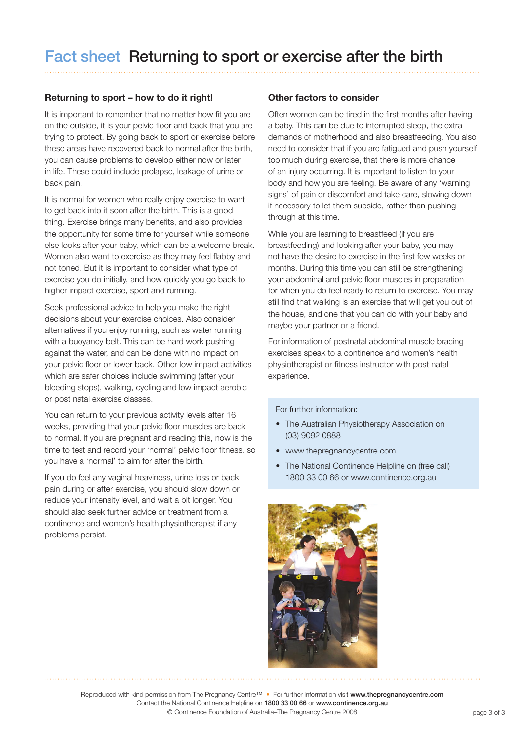# Fact sheet Returning to sport or exercise after the birth

### Returning to sport – how to do it right!

It is important to remember that no matter how fit you are on the outside, it is your pelvic floor and back that you are trying to protect. By going back to sport or exercise before these areas have recovered back to normal after the birth, you can cause problems to develop either now or later in life. These could include prolapse, leakage of urine or back pain.

It is normal for women who really enjoy exercise to want to get back into it soon after the birth. This is a good thing. Exercise brings many benefits, and also provides the opportunity for some time for yourself while someone else looks after your baby, which can be a welcome break. Women also want to exercise as they may feel flabby and not toned. But it is important to consider what type of exercise you do initially, and how quickly you go back to higher impact exercise, sport and running.

Seek professional advice to help you make the right decisions about your exercise choices. Also consider alternatives if you enjoy running, such as water running with a buoyancy belt. This can be hard work pushing against the water, and can be done with no impact on your pelvic floor or lower back. Other low impact activities which are safer choices include swimming (after your bleeding stops), walking, cycling and low impact aerobic or post natal exercise classes.

You can return to your previous activity levels after 16 weeks, providing that your pelvic floor muscles are back to normal. If you are pregnant and reading this, now is the time to test and record your 'normal' pelvic floor fitness, so you have a 'normal' to aim for after the birth.

If you do feel any vaginal heaviness, urine loss or back pain during or after exercise, you should slow down or reduce your intensity level, and wait a bit longer. You should also seek further advice or treatment from a continence and women's health physiotherapist if any problems persist.

### Other factors to consider

Often women can be tired in the first months after having a baby. This can be due to interrupted sleep, the extra demands of motherhood and also breastfeeding. You also need to consider that if you are fatigued and push yourself too much during exercise, that there is more chance of an injury occurring. It is important to listen to your body and how you are feeling. Be aware of any 'warning signs' of pain or discomfort and take care, slowing down if necessary to let them subside, rather than pushing through at this time.

While you are learning to breastfeed (if you are breastfeeding) and looking after your baby, you may not have the desire to exercise in the first few weeks or months. During this time you can still be strengthening your abdominal and pelvic floor muscles in preparation for when you do feel ready to return to exercise. You may still find that walking is an exercise that will get you out of the house, and one that you can do with your baby and maybe your partner or a friend.

For information of postnatal abdominal muscle bracing exercises speak to a continence and women's health physiotherapist or fitness instructor with post natal experience.

For further information:

- The Australian Physiotherapy Association on (03) 9092 0888
- www.thepregnancycentre.com
- The National Continence Helpline on (free call) 1800 33 00 66 or www.continence.org.au

Reproduced with kind permission from The Pregnancy Centre™ • For further information visit **www.thepregnancycentre.com**
Contact the National Continence Helpline on **1800 33 00 66** or **www.continence.org.au**
© Continence Foundation of Australia–The Pregnancy Centre 2008